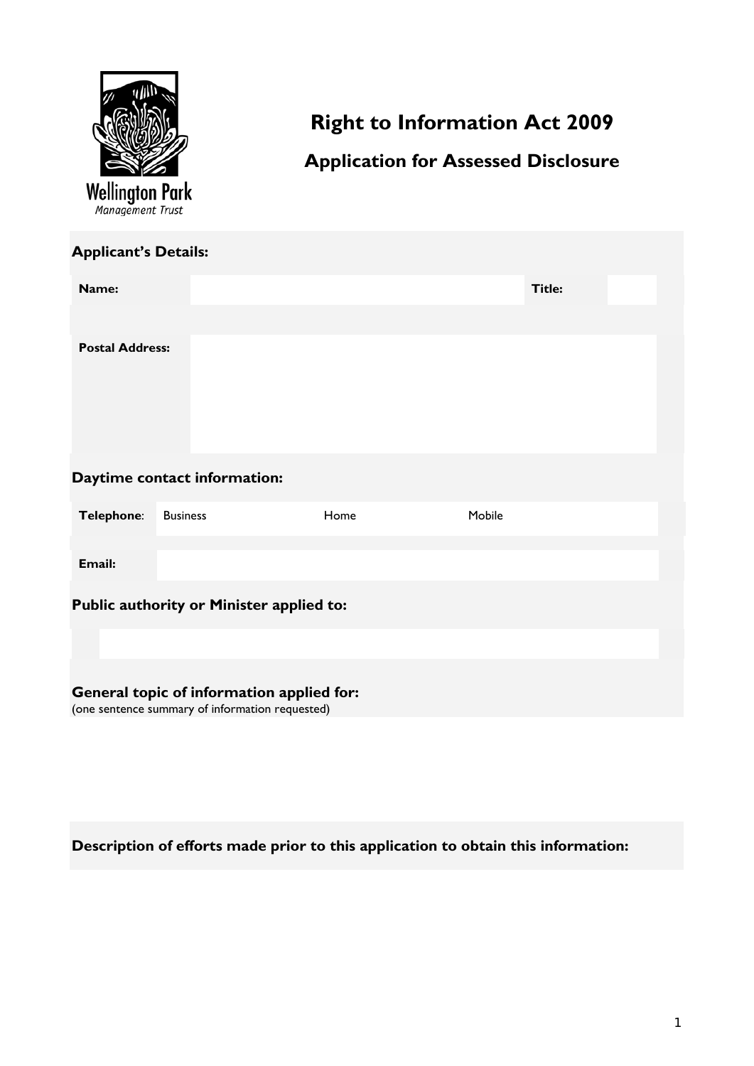Wellington Park
*Management Trust*

# Right to Information Act 2009

## Application for Assessed Disclosure

**Applicant's Details:**

| **Name:** | | **Title:** | |
|---|---|---|---|

| **Postal Address:** | |
|---|---|

**Daytime contact information:**

| **Telephone**: | Business | Home | Mobile |
|---|---|---|---|

| **Email:** | |
|---|---|

**Public authority or Minister applied to:**

**General topic of information applied for:**
(one sentence summary of information requested)

**Description of efforts made prior to this application to obtain this information:**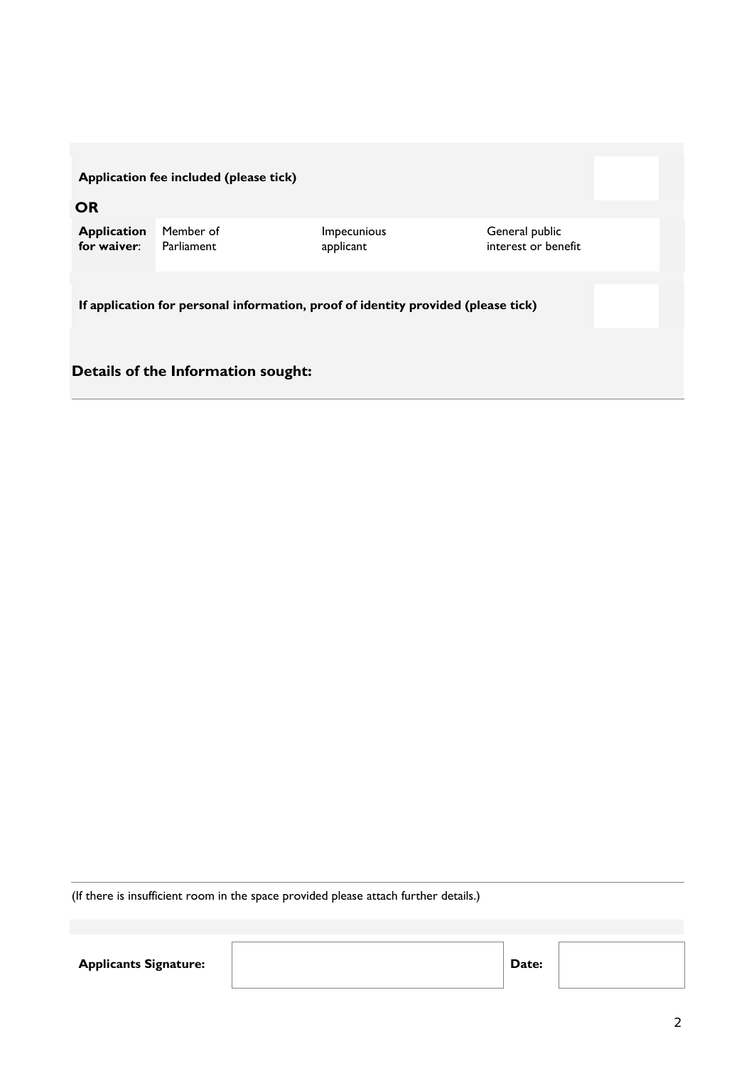| **Application fee included (please tick)** | | | | |
|---|---|---|---|---|
| **OR** | | | | |
| **Application for waiver**: | Member of Parliament | Impecunious applicant | General public interest or benefit | |

| **If application for personal information, proof of identity provided (please tick)** | |
|---|---|

**Details of the Information sought:**

(If there is insufficient room in the space provided please attach further details.)

| **Applicants Signature:** | | **Date:** | |
|---|---|---|---|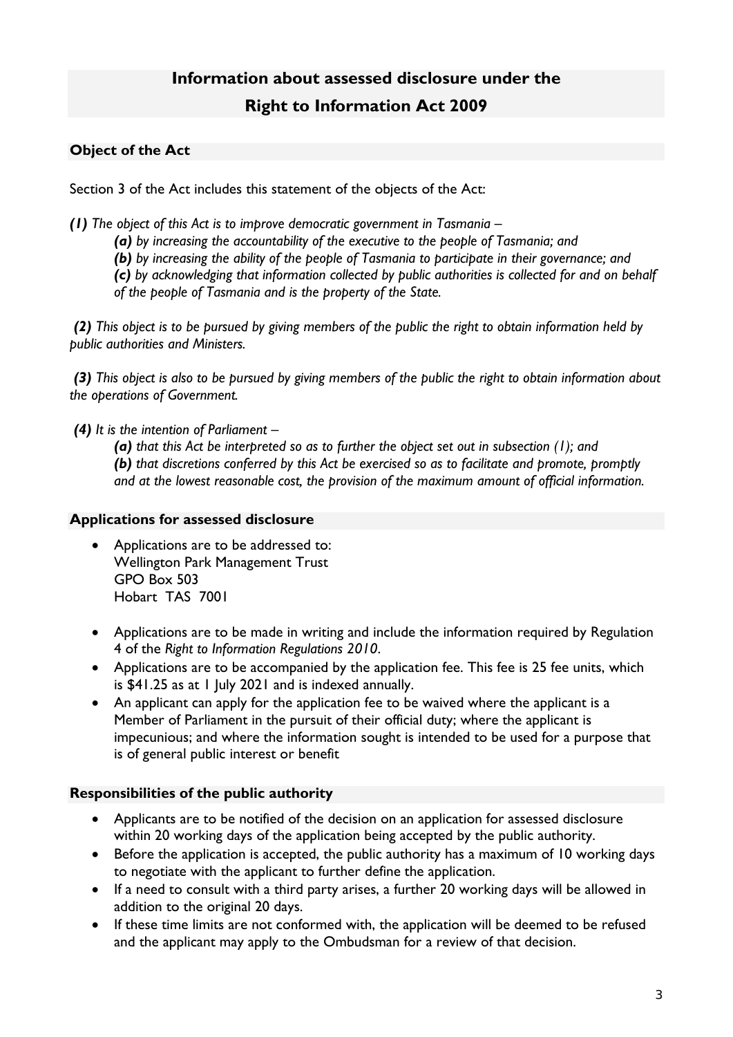# Information about assessed disclosure under the Right to Information Act 2009

## Object of the Act

Section 3 of the Act includes this statement of the objects of the Act:

***(1)*** *The object of this Act is to improve democratic government in Tasmania –*

> ***(a)*** *by increasing the accountability of the executive to the people of Tasmania; and*
>
> ***(b)*** *by increasing the ability of the people of Tasmania to participate in their governance; and*
>
> ***(c)*** *by acknowledging that information collected by public authorities is collected for and on behalf of the people of Tasmania and is the property of the State.*

***(2)*** *This object is to be pursued by giving members of the public the right to obtain information held by public authorities and Ministers.*

***(3)*** *This object is also to be pursued by giving members of the public the right to obtain information about the operations of Government.*

***(4)*** *It is the intention of Parliament –*

> ***(a)*** *that this Act be interpreted so as to further the object set out in subsection (1); and*
>
> ***(b)*** *that discretions conferred by this Act be exercised so as to facilitate and promote, promptly and at the lowest reasonable cost, the provision of the maximum amount of official information.*

## Applications for assessed disclosure

- Applications are to be addressed to:
  Wellington Park Management Trust
  GPO Box 503
  Hobart TAS 7001
- Applications are to be made in writing and include the information required by Regulation 4 of the *Right to Information Regulations 2010*.
- Applications are to be accompanied by the application fee. This fee is 25 fee units, which is $41.25 as at 1 July 2021 and is indexed annually.
- An applicant can apply for the application fee to be waived where the applicant is a Member of Parliament in the pursuit of their official duty; where the applicant is impecunious; and where the information sought is intended to be used for a purpose that is of general public interest or benefit

## Responsibilities of the public authority

- Applicants are to be notified of the decision on an application for assessed disclosure within 20 working days of the application being accepted by the public authority.
- Before the application is accepted, the public authority has a maximum of 10 working days to negotiate with the applicant to further define the application.
- If a need to consult with a third party arises, a further 20 working days will be allowed in addition to the original 20 days.
- If these time limits are not conformed with, the application will be deemed to be refused and the applicant may apply to the Ombudsman for a review of that decision.